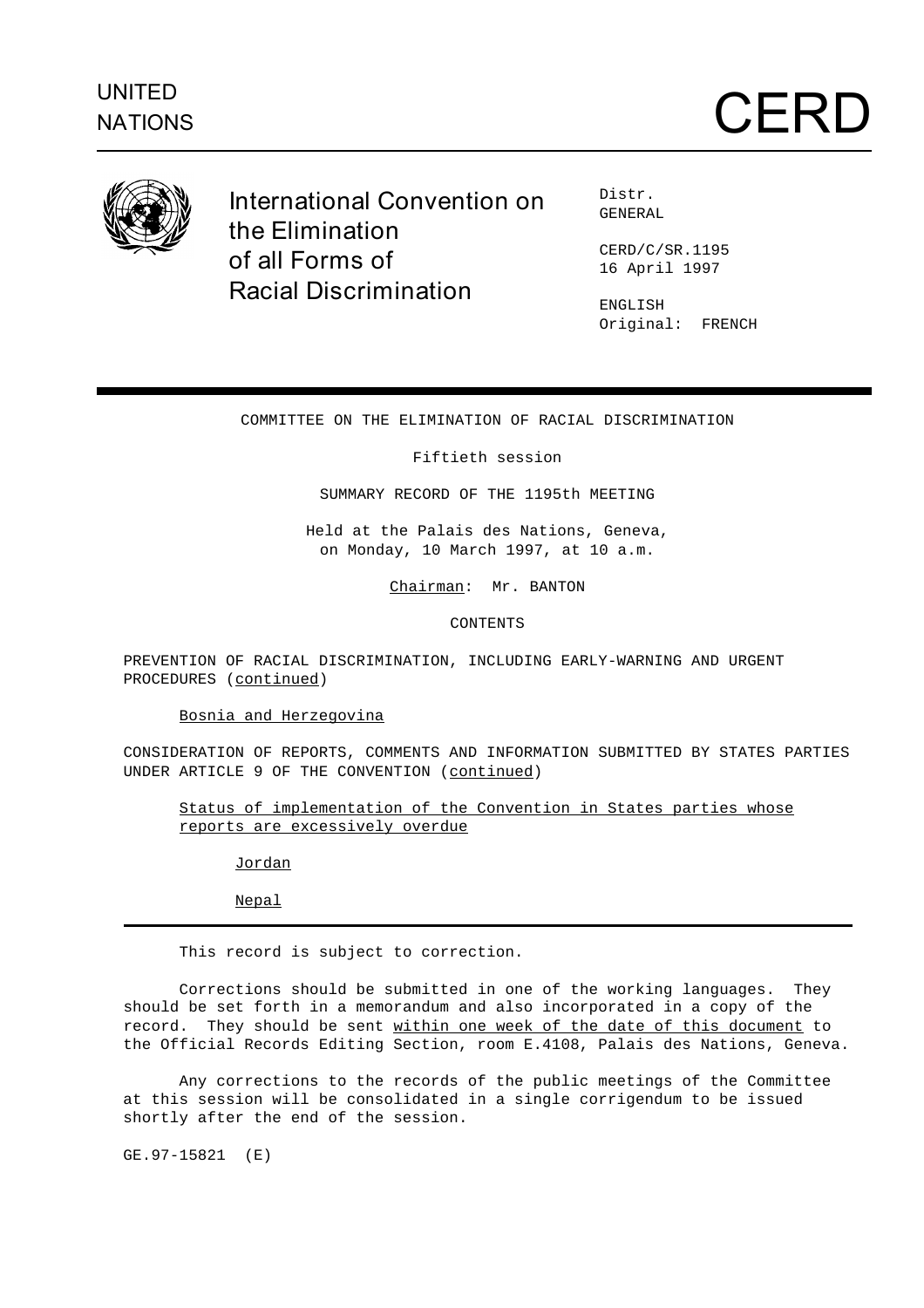UNITED NATIONS

# CERD

International Convention on the Elimination of all Forms of Racial Discrimination

Distr.
GENERAL

CERD/C/SR.1195
16 April 1997

ENGLISH
Original: FRENCH

---

COMMITTEE ON THE ELIMINATION OF RACIAL DISCRIMINATION

Fiftieth session

SUMMARY RECORD OF THE 1195th MEETING

Held at the Palais des Nations, Geneva,
on Monday, 10 March 1997, at 10 a.m.

Chairman: Mr. BANTON

CONTENTS

PREVENTION OF RACIAL DISCRIMINATION, INCLUDING EARLY-WARNING AND URGENT PROCEDURES (continued)

Bosnia and Herzegovina

CONSIDERATION OF REPORTS, COMMENTS AND INFORMATION SUBMITTED BY STATES PARTIES UNDER ARTICLE 9 OF THE CONVENTION (continued)

Status of implementation of the Convention in States parties whose reports are excessively overdue

Jordan

Nepal

---

This record is subject to correction.

Corrections should be submitted in one of the working languages. They should be set forth in a memorandum and also incorporated in a copy of the record. They should be sent within one week of the date of this document to the Official Records Editing Section, room E.4108, Palais des Nations, Geneva.

Any corrections to the records of the public meetings of the Committee at this session will be consolidated in a single corrigendum to be issued shortly after the end of the session.

GE.97-15821 (E)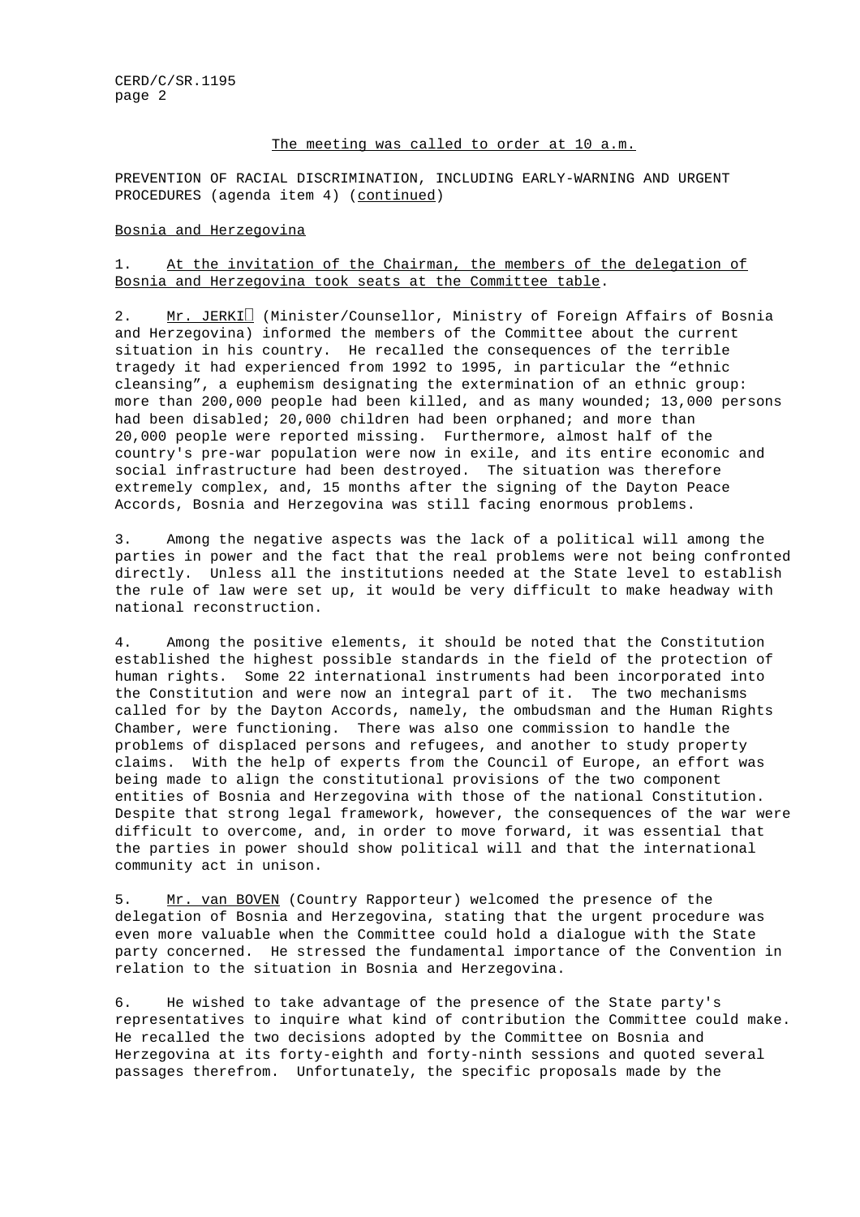The meeting was called to order at 10 a.m.

PREVENTION OF RACIAL DISCRIMINATION, INCLUDING EARLY-WARNING AND URGENT PROCEDURES (agenda item 4) (continued)

Bosnia and Herzegovina

1. At the invitation of the Chairman, the members of the delegation of Bosnia and Herzegovina took seats at the Committee table.

2. Mr. JERKIĆ (Minister/Counsellor, Ministry of Foreign Affairs of Bosnia and Herzegovina) informed the members of the Committee about the current situation in his country. He recalled the consequences of the terrible tragedy it had experienced from 1992 to 1995, in particular the "ethnic cleansing", a euphemism designating the extermination of an ethnic group: more than 200,000 people had been killed, and as many wounded; 13,000 persons had been disabled; 20,000 children had been orphaned; and more than 20,000 people were reported missing. Furthermore, almost half of the country's pre-war population were now in exile, and its entire economic and social infrastructure had been destroyed. The situation was therefore extremely complex, and, 15 months after the signing of the Dayton Peace Accords, Bosnia and Herzegovina was still facing enormous problems.

3. Among the negative aspects was the lack of a political will among the parties in power and the fact that the real problems were not being confronted directly. Unless all the institutions needed at the State level to establish the rule of law were set up, it would be very difficult to make headway with national reconstruction.

4. Among the positive elements, it should be noted that the Constitution established the highest possible standards in the field of the protection of human rights. Some 22 international instruments had been incorporated into the Constitution and were now an integral part of it. The two mechanisms called for by the Dayton Accords, namely, the ombudsman and the Human Rights Chamber, were functioning. There was also one commission to handle the problems of displaced persons and refugees, and another to study property claims. With the help of experts from the Council of Europe, an effort was being made to align the constitutional provisions of the two component entities of Bosnia and Herzegovina with those of the national Constitution. Despite that strong legal framework, however, the consequences of the war were difficult to overcome, and, in order to move forward, it was essential that the parties in power should show political will and that the international community act in unison.

5. Mr. van BOVEN (Country Rapporteur) welcomed the presence of the delegation of Bosnia and Herzegovina, stating that the urgent procedure was even more valuable when the Committee could hold a dialogue with the State party concerned. He stressed the fundamental importance of the Convention in relation to the situation in Bosnia and Herzegovina.

6. He wished to take advantage of the presence of the State party's representatives to inquire what kind of contribution the Committee could make. He recalled the two decisions adopted by the Committee on Bosnia and Herzegovina at its forty-eighth and forty-ninth sessions and quoted several passages therefrom. Unfortunately, the specific proposals made by the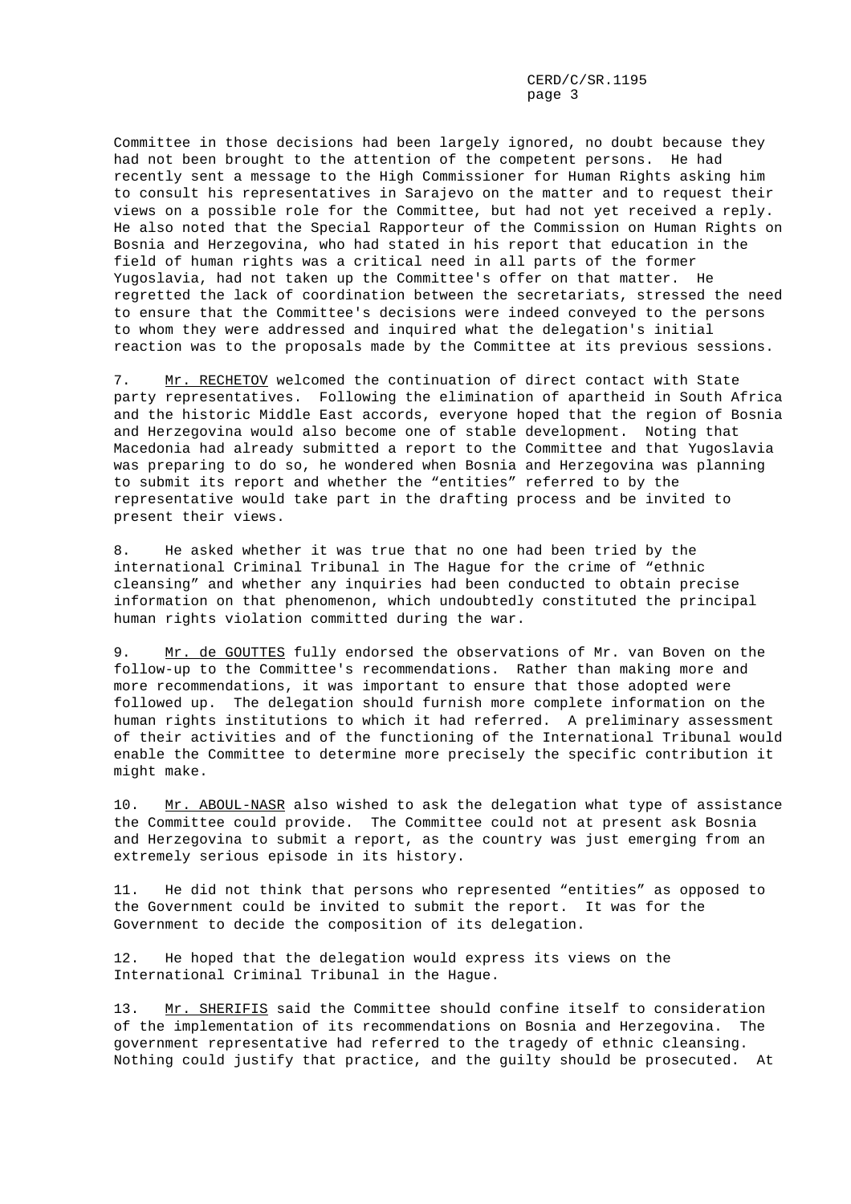Committee in those decisions had been largely ignored, no doubt because they had not been brought to the attention of the competent persons. He had recently sent a message to the High Commissioner for Human Rights asking him to consult his representatives in Sarajevo on the matter and to request their views on a possible role for the Committee, but had not yet received a reply. He also noted that the Special Rapporteur of the Commission on Human Rights on Bosnia and Herzegovina, who had stated in his report that education in the field of human rights was a critical need in all parts of the former Yugoslavia, had not taken up the Committee's offer on that matter. He regretted the lack of coordination between the secretariats, stressed the need to ensure that the Committee's decisions were indeed conveyed to the persons to whom they were addressed and inquired what the delegation's initial reaction was to the proposals made by the Committee at its previous sessions.

7. Mr. RECHETOV welcomed the continuation of direct contact with State party representatives. Following the elimination of apartheid in South Africa and the historic Middle East accords, everyone hoped that the region of Bosnia and Herzegovina would also become one of stable development. Noting that Macedonia had already submitted a report to the Committee and that Yugoslavia was preparing to do so, he wondered when Bosnia and Herzegovina was planning to submit its report and whether the "entities" referred to by the representative would take part in the drafting process and be invited to present their views.

8. He asked whether it was true that no one had been tried by the international Criminal Tribunal in The Hague for the crime of "ethnic cleansing" and whether any inquiries had been conducted to obtain precise information on that phenomenon, which undoubtedly constituted the principal human rights violation committed during the war.

9. Mr. de GOUTTES fully endorsed the observations of Mr. van Boven on the follow-up to the Committee's recommendations. Rather than making more and more recommendations, it was important to ensure that those adopted were followed up. The delegation should furnish more complete information on the human rights institutions to which it had referred. A preliminary assessment of their activities and of the functioning of the International Tribunal would enable the Committee to determine more precisely the specific contribution it might make.

10. Mr. ABOUL-NASR also wished to ask the delegation what type of assistance the Committee could provide. The Committee could not at present ask Bosnia and Herzegovina to submit a report, as the country was just emerging from an extremely serious episode in its history.

11. He did not think that persons who represented "entities" as opposed to the Government could be invited to submit the report. It was for the Government to decide the composition of its delegation.

12. He hoped that the delegation would express its views on the International Criminal Tribunal in the Hague.

13. Mr. SHERIFIS said the Committee should confine itself to consideration of the implementation of its recommendations on Bosnia and Herzegovina. The government representative had referred to the tragedy of ethnic cleansing. Nothing could justify that practice, and the guilty should be prosecuted. At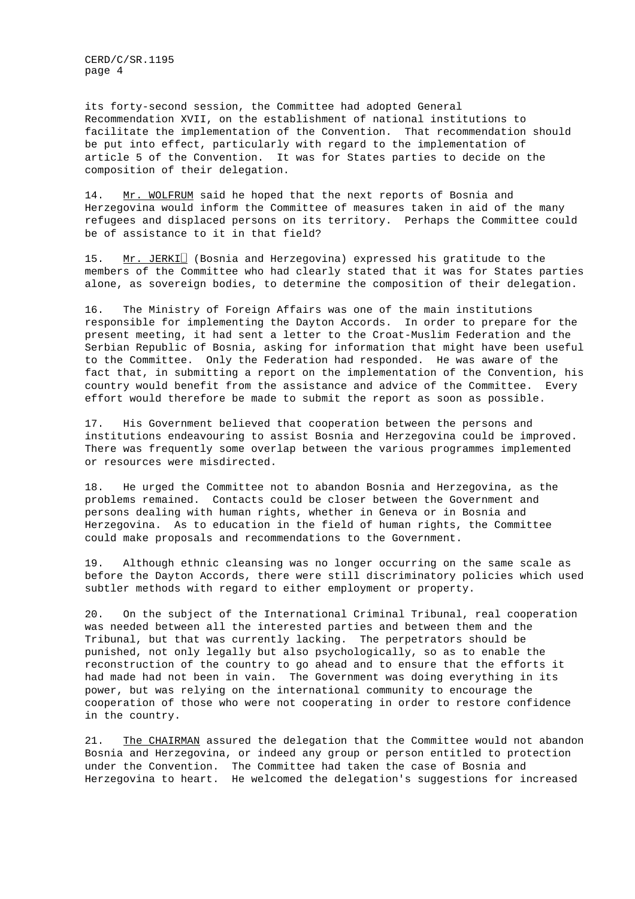its forty-second session, the Committee had adopted General Recommendation XVII, on the establishment of national institutions to facilitate the implementation of the Convention. That recommendation should be put into effect, particularly with regard to the implementation of article 5 of the Convention. It was for States parties to decide on the composition of their delegation.

14. Mr. WOLFRUM said he hoped that the next reports of Bosnia and Herzegovina would inform the Committee of measures taken in aid of the many refugees and displaced persons on its territory. Perhaps the Committee could be of assistance to it in that field?

15. Mr. JERKIĆ (Bosnia and Herzegovina) expressed his gratitude to the members of the Committee who had clearly stated that it was for States parties alone, as sovereign bodies, to determine the composition of their delegation.

16. The Ministry of Foreign Affairs was one of the main institutions responsible for implementing the Dayton Accords. In order to prepare for the present meeting, it had sent a letter to the Croat-Muslim Federation and the Serbian Republic of Bosnia, asking for information that might have been useful to the Committee. Only the Federation had responded. He was aware of the fact that, in submitting a report on the implementation of the Convention, his country would benefit from the assistance and advice of the Committee. Every effort would therefore be made to submit the report as soon as possible.

17. His Government believed that cooperation between the persons and institutions endeavouring to assist Bosnia and Herzegovina could be improved. There was frequently some overlap between the various programmes implemented or resources were misdirected.

18. He urged the Committee not to abandon Bosnia and Herzegovina, as the problems remained. Contacts could be closer between the Government and persons dealing with human rights, whether in Geneva or in Bosnia and Herzegovina. As to education in the field of human rights, the Committee could make proposals and recommendations to the Government.

19. Although ethnic cleansing was no longer occurring on the same scale as before the Dayton Accords, there were still discriminatory policies which used subtler methods with regard to either employment or property.

20. On the subject of the International Criminal Tribunal, real cooperation was needed between all the interested parties and between them and the Tribunal, but that was currently lacking. The perpetrators should be punished, not only legally but also psychologically, so as to enable the reconstruction of the country to go ahead and to ensure that the efforts it had made had not been in vain. The Government was doing everything in its power, but was relying on the international community to encourage the cooperation of those who were not cooperating in order to restore confidence in the country.

21. The CHAIRMAN assured the delegation that the Committee would not abandon Bosnia and Herzegovina, or indeed any group or person entitled to protection under the Convention. The Committee had taken the case of Bosnia and Herzegovina to heart. He welcomed the delegation's suggestions for increased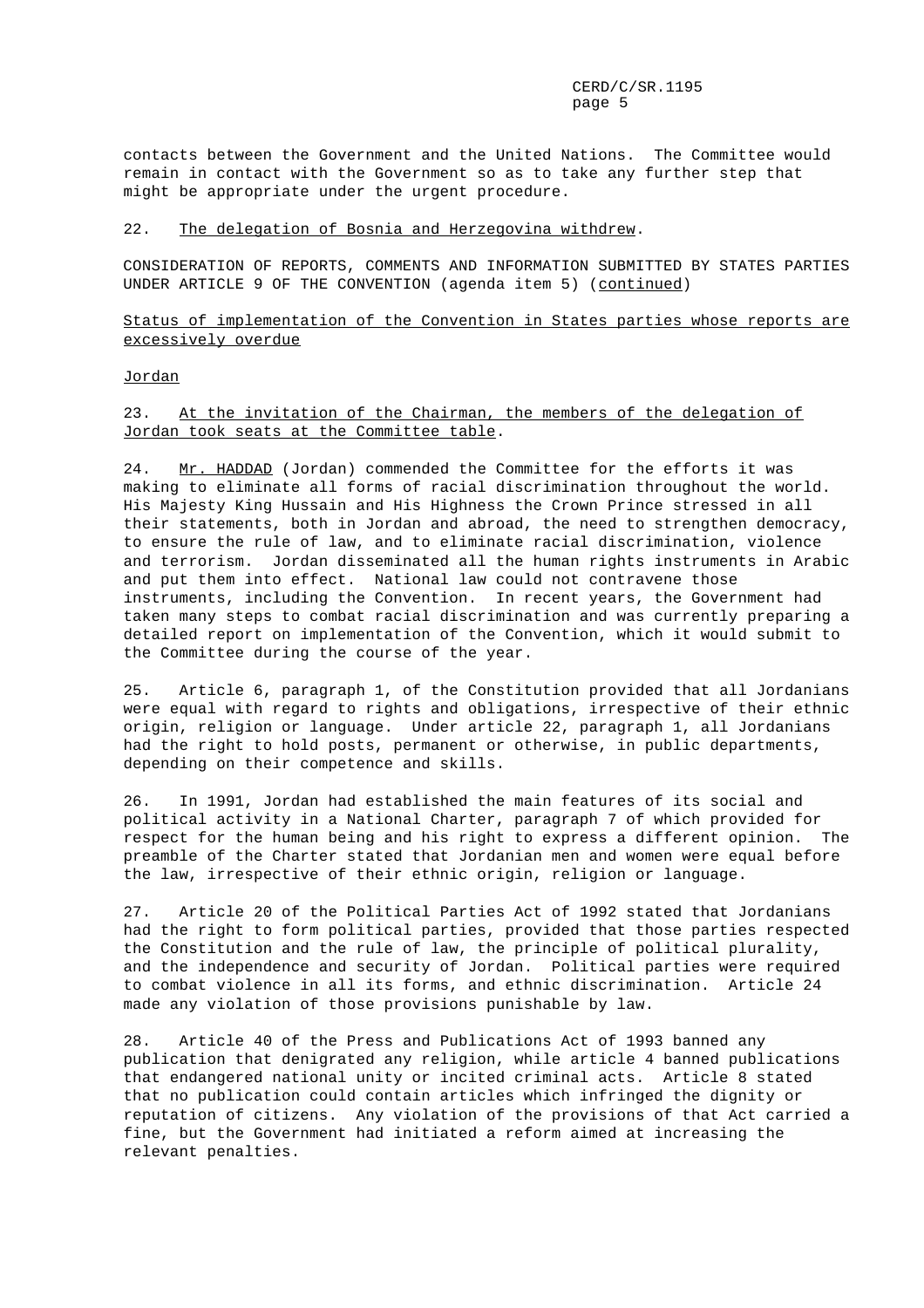contacts between the Government and the United Nations. The Committee would remain in contact with the Government so as to take any further step that might be appropriate under the urgent procedure.

22. The delegation of Bosnia and Herzegovina withdrew.

CONSIDERATION OF REPORTS, COMMENTS AND INFORMATION SUBMITTED BY STATES PARTIES UNDER ARTICLE 9 OF THE CONVENTION (agenda item 5) (continued)

Status of implementation of the Convention in States parties whose reports are excessively overdue

Jordan

23. At the invitation of the Chairman, the members of the delegation of Jordan took seats at the Committee table.

24. Mr. HADDAD (Jordan) commended the Committee for the efforts it was making to eliminate all forms of racial discrimination throughout the world. His Majesty King Hussain and His Highness the Crown Prince stressed in all their statements, both in Jordan and abroad, the need to strengthen democracy, to ensure the rule of law, and to eliminate racial discrimination, violence and terrorism. Jordan disseminated all the human rights instruments in Arabic and put them into effect. National law could not contravene those instruments, including the Convention. In recent years, the Government had taken many steps to combat racial discrimination and was currently preparing a detailed report on implementation of the Convention, which it would submit to the Committee during the course of the year.

25. Article 6, paragraph 1, of the Constitution provided that all Jordanians were equal with regard to rights and obligations, irrespective of their ethnic origin, religion or language. Under article 22, paragraph 1, all Jordanians had the right to hold posts, permanent or otherwise, in public departments, depending on their competence and skills.

26. In 1991, Jordan had established the main features of its social and political activity in a National Charter, paragraph 7 of which provided for respect for the human being and his right to express a different opinion. The preamble of the Charter stated that Jordanian men and women were equal before the law, irrespective of their ethnic origin, religion or language.

27. Article 20 of the Political Parties Act of 1992 stated that Jordanians had the right to form political parties, provided that those parties respected the Constitution and the rule of law, the principle of political plurality, and the independence and security of Jordan. Political parties were required to combat violence in all its forms, and ethnic discrimination. Article 24 made any violation of those provisions punishable by law.

28. Article 40 of the Press and Publications Act of 1993 banned any publication that denigrated any religion, while article 4 banned publications that endangered national unity or incited criminal acts. Article 8 stated that no publication could contain articles which infringed the dignity or reputation of citizens. Any violation of the provisions of that Act carried a fine, but the Government had initiated a reform aimed at increasing the relevant penalties.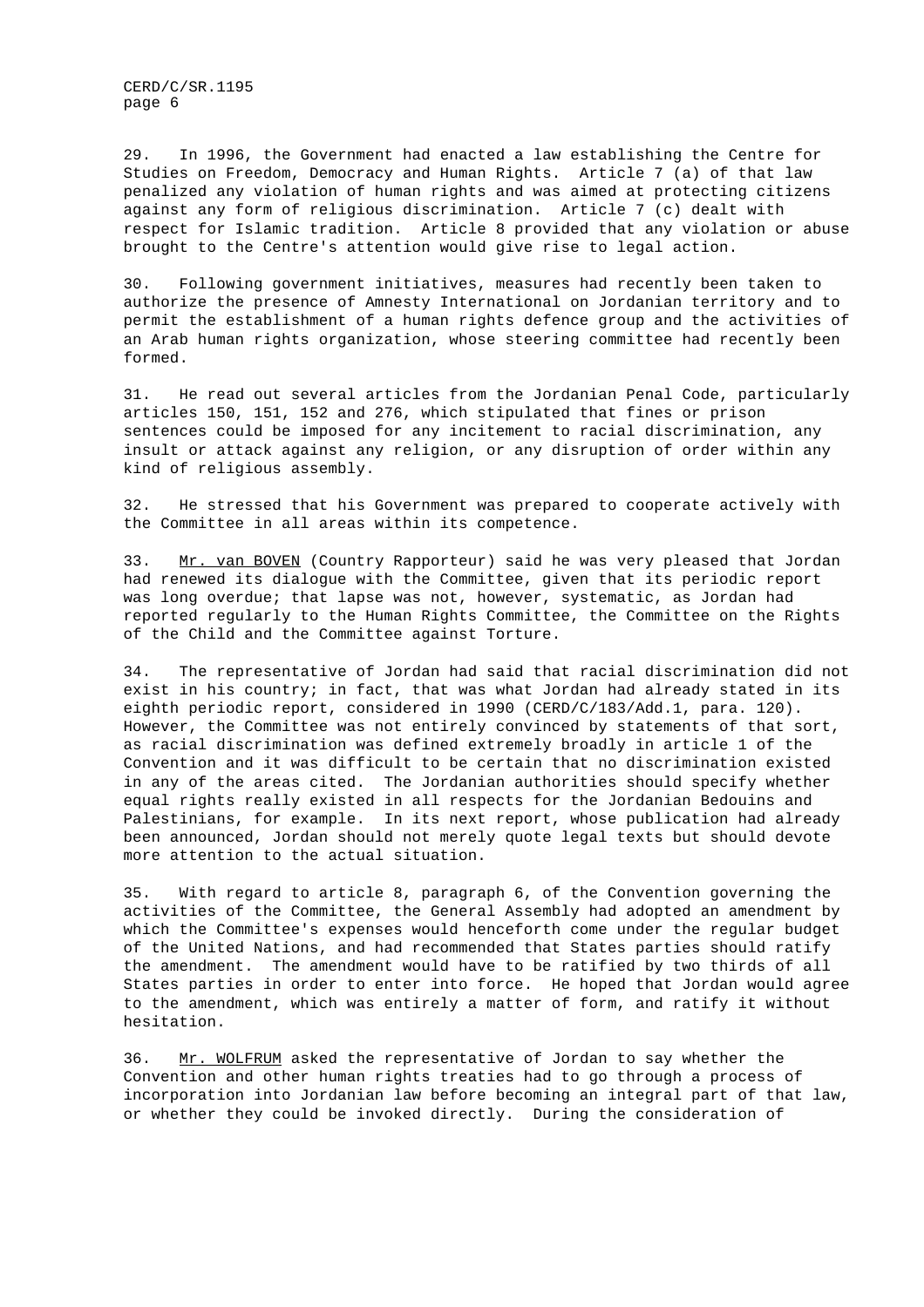29. In 1996, the Government had enacted a law establishing the Centre for Studies on Freedom, Democracy and Human Rights. Article 7 (a) of that law penalized any violation of human rights and was aimed at protecting citizens against any form of religious discrimination. Article 7 (c) dealt with respect for Islamic tradition. Article 8 provided that any violation or abuse brought to the Centre's attention would give rise to legal action.

30. Following government initiatives, measures had recently been taken to authorize the presence of Amnesty International on Jordanian territory and to permit the establishment of a human rights defence group and the activities of an Arab human rights organization, whose steering committee had recently been formed.

31. He read out several articles from the Jordanian Penal Code, particularly articles 150, 151, 152 and 276, which stipulated that fines or prison sentences could be imposed for any incitement to racial discrimination, any insult or attack against any religion, or any disruption of order within any kind of religious assembly.

32. He stressed that his Government was prepared to cooperate actively with the Committee in all areas within its competence.

33. Mr. van BOVEN (Country Rapporteur) said he was very pleased that Jordan had renewed its dialogue with the Committee, given that its periodic report was long overdue; that lapse was not, however, systematic, as Jordan had reported regularly to the Human Rights Committee, the Committee on the Rights of the Child and the Committee against Torture.

34. The representative of Jordan had said that racial discrimination did not exist in his country; in fact, that was what Jordan had already stated in its eighth periodic report, considered in 1990 (CERD/C/183/Add.1, para. 120). However, the Committee was not entirely convinced by statements of that sort, as racial discrimination was defined extremely broadly in article 1 of the Convention and it was difficult to be certain that no discrimination existed in any of the areas cited. The Jordanian authorities should specify whether equal rights really existed in all respects for the Jordanian Bedouins and Palestinians, for example. In its next report, whose publication had already been announced, Jordan should not merely quote legal texts but should devote more attention to the actual situation.

35. With regard to article 8, paragraph 6, of the Convention governing the activities of the Committee, the General Assembly had adopted an amendment by which the Committee's expenses would henceforth come under the regular budget of the United Nations, and had recommended that States parties should ratify the amendment. The amendment would have to be ratified by two thirds of all States parties in order to enter into force. He hoped that Jordan would agree to the amendment, which was entirely a matter of form, and ratify it without hesitation.

36. Mr. WOLFRUM asked the representative of Jordan to say whether the Convention and other human rights treaties had to go through a process of incorporation into Jordanian law before becoming an integral part of that law, or whether they could be invoked directly. During the consideration of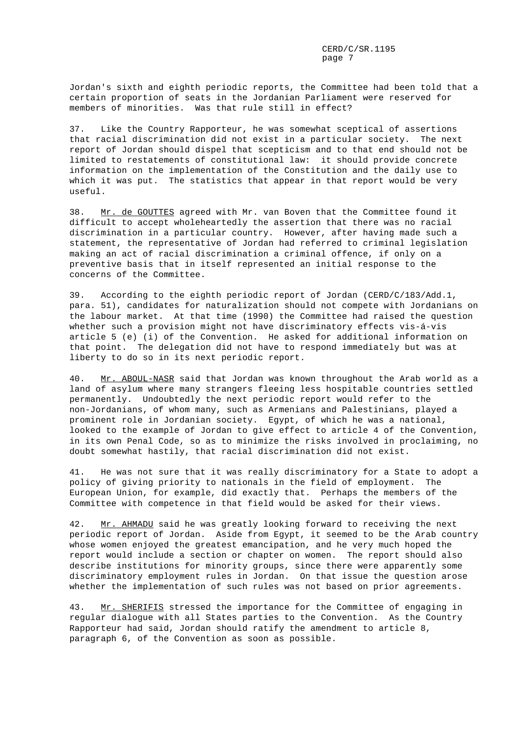Jordan's sixth and eighth periodic reports, the Committee had been told that a certain proportion of seats in the Jordanian Parliament were reserved for members of minorities. Was that rule still in effect?

37. Like the Country Rapporteur, he was somewhat sceptical of assertions that racial discrimination did not exist in a particular society. The next report of Jordan should dispel that scepticism and to that end should not be limited to restatements of constitutional law: it should provide concrete information on the implementation of the Constitution and the daily use to which it was put. The statistics that appear in that report would be very useful.

38. Mr. de GOUTTES agreed with Mr. van Boven that the Committee found it difficult to accept wholeheartedly the assertion that there was no racial discrimination in a particular country. However, after having made such a statement, the representative of Jordan had referred to criminal legislation making an act of racial discrimination a criminal offence, if only on a preventive basis that in itself represented an initial response to the concerns of the Committee.

39. According to the eighth periodic report of Jordan (CERD/C/183/Add.1, para. 51), candidates for naturalization should not compete with Jordanians on the labour market. At that time (1990) the Committee had raised the question whether such a provision might not have discriminatory effects vis-á-vis article 5 (e) (i) of the Convention. He asked for additional information on that point. The delegation did not have to respond immediately but was at liberty to do so in its next periodic report.

40. Mr. ABOUL-NASR said that Jordan was known throughout the Arab world as a land of asylum where many strangers fleeing less hospitable countries settled permanently. Undoubtedly the next periodic report would refer to the non-Jordanians, of whom many, such as Armenians and Palestinians, played a prominent role in Jordanian society. Egypt, of which he was a national, looked to the example of Jordan to give effect to article 4 of the Convention, in its own Penal Code, so as to minimize the risks involved in proclaiming, no doubt somewhat hastily, that racial discrimination did not exist.

41. He was not sure that it was really discriminatory for a State to adopt a policy of giving priority to nationals in the field of employment. The European Union, for example, did exactly that. Perhaps the members of the Committee with competence in that field would be asked for their views.

42. Mr. AHMADU said he was greatly looking forward to receiving the next periodic report of Jordan. Aside from Egypt, it seemed to be the Arab country whose women enjoyed the greatest emancipation, and he very much hoped the report would include a section or chapter on women. The report should also describe institutions for minority groups, since there were apparently some discriminatory employment rules in Jordan. On that issue the question arose whether the implementation of such rules was not based on prior agreements.

43. Mr. SHERIFIS stressed the importance for the Committee of engaging in regular dialogue with all States parties to the Convention. As the Country Rapporteur had said, Jordan should ratify the amendment to article 8, paragraph 6, of the Convention as soon as possible.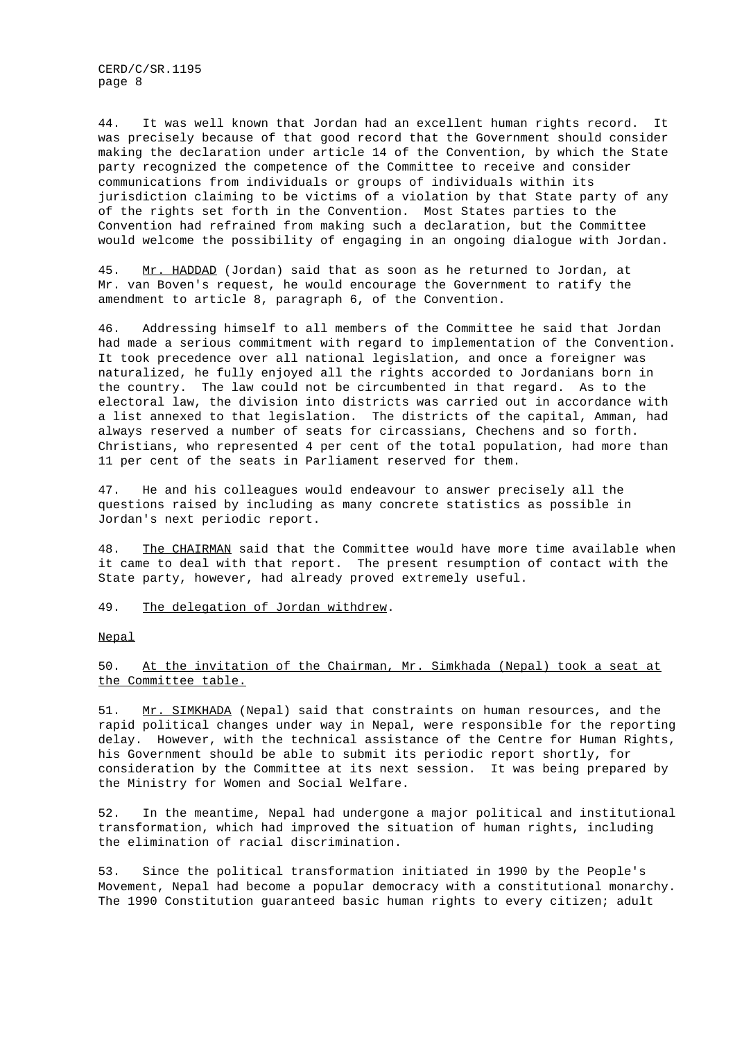44. It was well known that Jordan had an excellent human rights record. It was precisely because of that good record that the Government should consider making the declaration under article 14 of the Convention, by which the State party recognized the competence of the Committee to receive and consider communications from individuals or groups of individuals within its jurisdiction claiming to be victims of a violation by that State party of any of the rights set forth in the Convention. Most States parties to the Convention had refrained from making such a declaration, but the Committee would welcome the possibility of engaging in an ongoing dialogue with Jordan.

45. Mr. HADDAD (Jordan) said that as soon as he returned to Jordan, at Mr. van Boven's request, he would encourage the Government to ratify the amendment to article 8, paragraph 6, of the Convention.

46. Addressing himself to all members of the Committee he said that Jordan had made a serious commitment with regard to implementation of the Convention. It took precedence over all national legislation, and once a foreigner was naturalized, he fully enjoyed all the rights accorded to Jordanians born in the country. The law could not be circumbented in that regard. As to the electoral law, the division into districts was carried out in accordance with a list annexed to that legislation. The districts of the capital, Amman, had always reserved a number of seats for circassians, Chechens and so forth. Christians, who represented 4 per cent of the total population, had more than 11 per cent of the seats in Parliament reserved for them.

47. He and his colleagues would endeavour to answer precisely all the questions raised by including as many concrete statistics as possible in Jordan's next periodic report.

48. The CHAIRMAN said that the Committee would have more time available when it came to deal with that report. The present resumption of contact with the State party, however, had already proved extremely useful.

49. The delegation of Jordan withdrew.

Nepal

50. At the invitation of the Chairman, Mr. Simkhada (Nepal) took a seat at the Committee table.

51. Mr. SIMKHADA (Nepal) said that constraints on human resources, and the rapid political changes under way in Nepal, were responsible for the reporting delay. However, with the technical assistance of the Centre for Human Rights, his Government should be able to submit its periodic report shortly, for consideration by the Committee at its next session. It was being prepared by the Ministry for Women and Social Welfare.

52. In the meantime, Nepal had undergone a major political and institutional transformation, which had improved the situation of human rights, including the elimination of racial discrimination.

53. Since the political transformation initiated in 1990 by the People's Movement, Nepal had become a popular democracy with a constitutional monarchy. The 1990 Constitution guaranteed basic human rights to every citizen; adult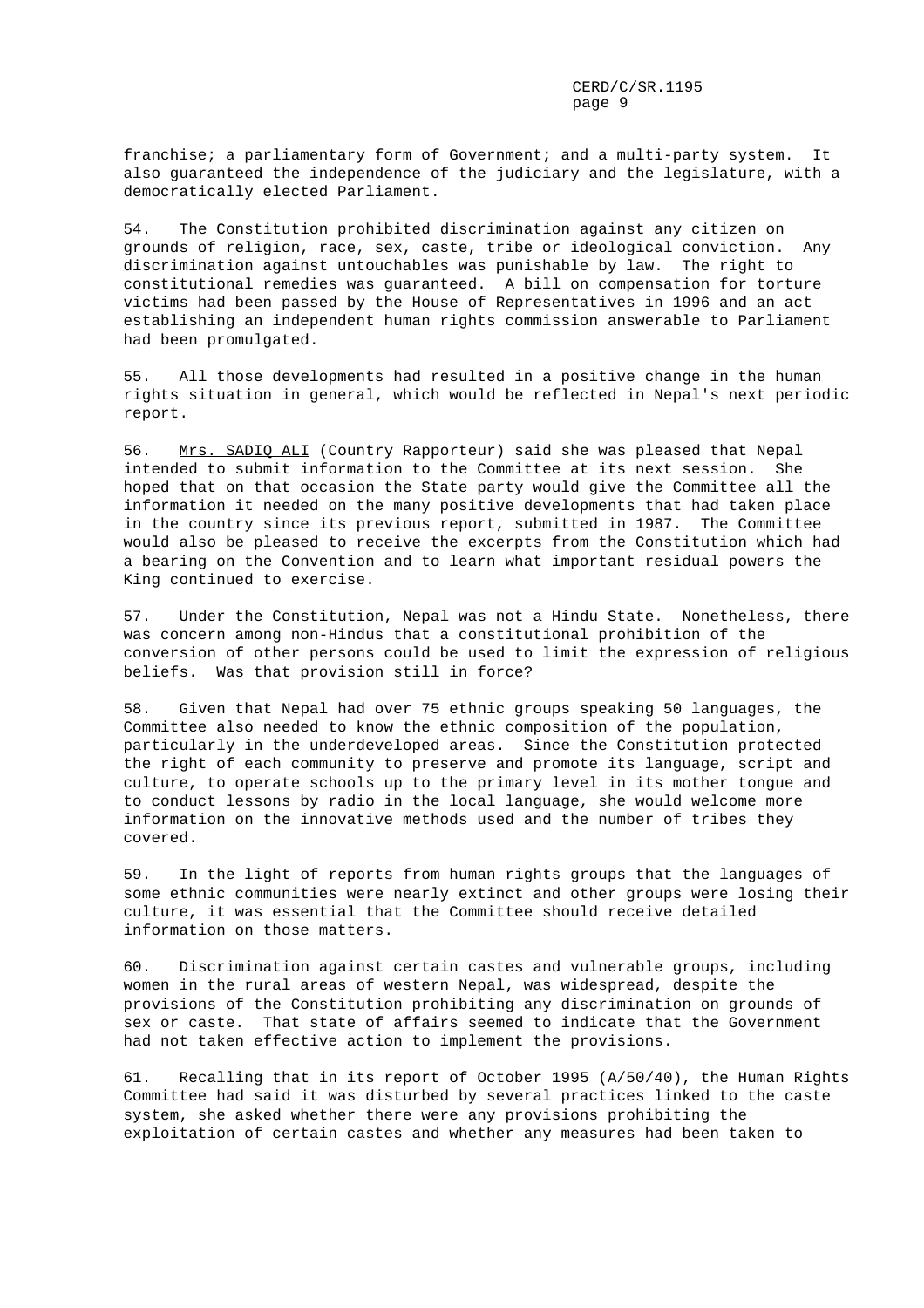franchise; a parliamentary form of Government; and a multi-party system. It also guaranteed the independence of the judiciary and the legislature, with a democratically elected Parliament.

54. The Constitution prohibited discrimination against any citizen on grounds of religion, race, sex, caste, tribe or ideological conviction. Any discrimination against untouchables was punishable by law. The right to constitutional remedies was guaranteed. A bill on compensation for torture victims had been passed by the House of Representatives in 1996 and an act establishing an independent human rights commission answerable to Parliament had been promulgated.

55. All those developments had resulted in a positive change in the human rights situation in general, which would be reflected in Nepal's next periodic report.

56. Mrs. SADIQ ALI (Country Rapporteur) said she was pleased that Nepal intended to submit information to the Committee at its next session. She hoped that on that occasion the State party would give the Committee all the information it needed on the many positive developments that had taken place in the country since its previous report, submitted in 1987. The Committee would also be pleased to receive the excerpts from the Constitution which had a bearing on the Convention and to learn what important residual powers the King continued to exercise.

57. Under the Constitution, Nepal was not a Hindu State. Nonetheless, there was concern among non-Hindus that a constitutional prohibition of the conversion of other persons could be used to limit the expression of religious beliefs. Was that provision still in force?

58. Given that Nepal had over 75 ethnic groups speaking 50 languages, the Committee also needed to know the ethnic composition of the population, particularly in the underdeveloped areas. Since the Constitution protected the right of each community to preserve and promote its language, script and culture, to operate schools up to the primary level in its mother tongue and to conduct lessons by radio in the local language, she would welcome more information on the innovative methods used and the number of tribes they covered.

59. In the light of reports from human rights groups that the languages of some ethnic communities were nearly extinct and other groups were losing their culture, it was essential that the Committee should receive detailed information on those matters.

60. Discrimination against certain castes and vulnerable groups, including women in the rural areas of western Nepal, was widespread, despite the provisions of the Constitution prohibiting any discrimination on grounds of sex or caste. That state of affairs seemed to indicate that the Government had not taken effective action to implement the provisions.

61. Recalling that in its report of October 1995 (A/50/40), the Human Rights Committee had said it was disturbed by several practices linked to the caste system, she asked whether there were any provisions prohibiting the exploitation of certain castes and whether any measures had been taken to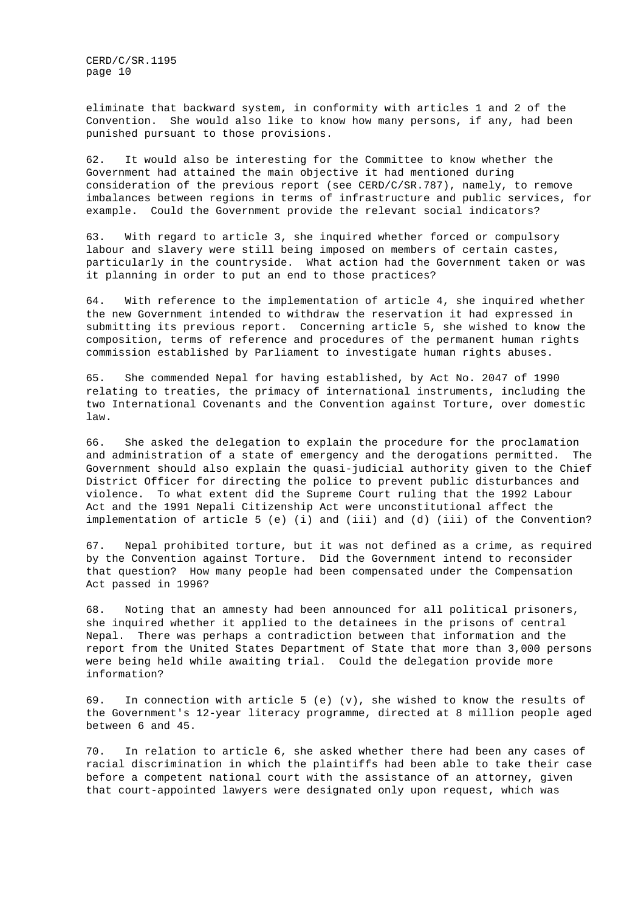eliminate that backward system, in conformity with articles 1 and 2 of the Convention. She would also like to know how many persons, if any, had been punished pursuant to those provisions.

62. It would also be interesting for the Committee to know whether the Government had attained the main objective it had mentioned during consideration of the previous report (see CERD/C/SR.787), namely, to remove imbalances between regions in terms of infrastructure and public services, for example. Could the Government provide the relevant social indicators?

63. With regard to article 3, she inquired whether forced or compulsory labour and slavery were still being imposed on members of certain castes, particularly in the countryside. What action had the Government taken or was it planning in order to put an end to those practices?

64. With reference to the implementation of article 4, she inquired whether the new Government intended to withdraw the reservation it had expressed in submitting its previous report. Concerning article 5, she wished to know the composition, terms of reference and procedures of the permanent human rights commission established by Parliament to investigate human rights abuses.

65. She commended Nepal for having established, by Act No. 2047 of 1990 relating to treaties, the primacy of international instruments, including the two International Covenants and the Convention against Torture, over domestic law.

66. She asked the delegation to explain the procedure for the proclamation and administration of a state of emergency and the derogations permitted. The Government should also explain the quasi-judicial authority given to the Chief District Officer for directing the police to prevent public disturbances and violence. To what extent did the Supreme Court ruling that the 1992 Labour Act and the 1991 Nepali Citizenship Act were unconstitutional affect the implementation of article 5 (e) (i) and (iii) and (d) (iii) of the Convention?

67. Nepal prohibited torture, but it was not defined as a crime, as required by the Convention against Torture. Did the Government intend to reconsider that question? How many people had been compensated under the Compensation Act passed in 1996?

68. Noting that an amnesty had been announced for all political prisoners, she inquired whether it applied to the detainees in the prisons of central Nepal. There was perhaps a contradiction between that information and the report from the United States Department of State that more than 3,000 persons were being held while awaiting trial. Could the delegation provide more information?

69. In connection with article 5 (e) (v), she wished to know the results of the Government's 12-year literacy programme, directed at 8 million people aged between 6 and 45.

70. In relation to article 6, she asked whether there had been any cases of racial discrimination in which the plaintiffs had been able to take their case before a competent national court with the assistance of an attorney, given that court-appointed lawyers were designated only upon request, which was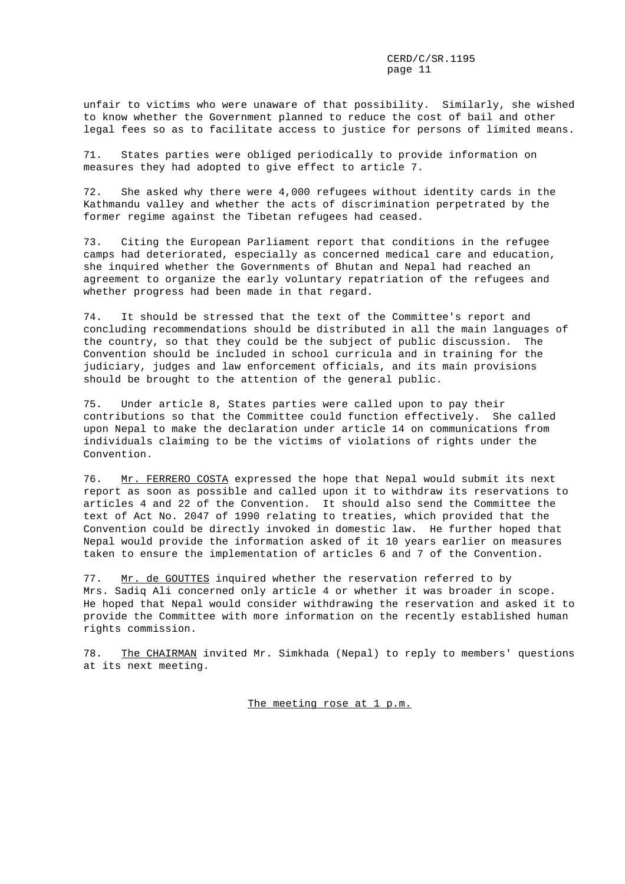unfair to victims who were unaware of that possibility. Similarly, she wished to know whether the Government planned to reduce the cost of bail and other legal fees so as to facilitate access to justice for persons of limited means.

71. States parties were obliged periodically to provide information on measures they had adopted to give effect to article 7.

72. She asked why there were 4,000 refugees without identity cards in the Kathmandu valley and whether the acts of discrimination perpetrated by the former regime against the Tibetan refugees had ceased.

73. Citing the European Parliament report that conditions in the refugee camps had deteriorated, especially as concerned medical care and education, she inquired whether the Governments of Bhutan and Nepal had reached an agreement to organize the early voluntary repatriation of the refugees and whether progress had been made in that regard.

74. It should be stressed that the text of the Committee's report and concluding recommendations should be distributed in all the main languages of the country, so that they could be the subject of public discussion. The Convention should be included in school curricula and in training for the judiciary, judges and law enforcement officials, and its main provisions should be brought to the attention of the general public.

75. Under article 8, States parties were called upon to pay their contributions so that the Committee could function effectively. She called upon Nepal to make the declaration under article 14 on communications from individuals claiming to be the victims of violations of rights under the Convention.

76. Mr. FERRERO COSTA expressed the hope that Nepal would submit its next report as soon as possible and called upon it to withdraw its reservations to articles 4 and 22 of the Convention. It should also send the Committee the text of Act No. 2047 of 1990 relating to treaties, which provided that the Convention could be directly invoked in domestic law. He further hoped that Nepal would provide the information asked of it 10 years earlier on measures taken to ensure the implementation of articles 6 and 7 of the Convention.

77. Mr. de GOUTTES inquired whether the reservation referred to by Mrs. Sadiq Ali concerned only article 4 or whether it was broader in scope. He hoped that Nepal would consider withdrawing the reservation and asked it to provide the Committee with more information on the recently established human rights commission.

78. The CHAIRMAN invited Mr. Simkhada (Nepal) to reply to members' questions at its next meeting.

The meeting rose at 1 p.m.